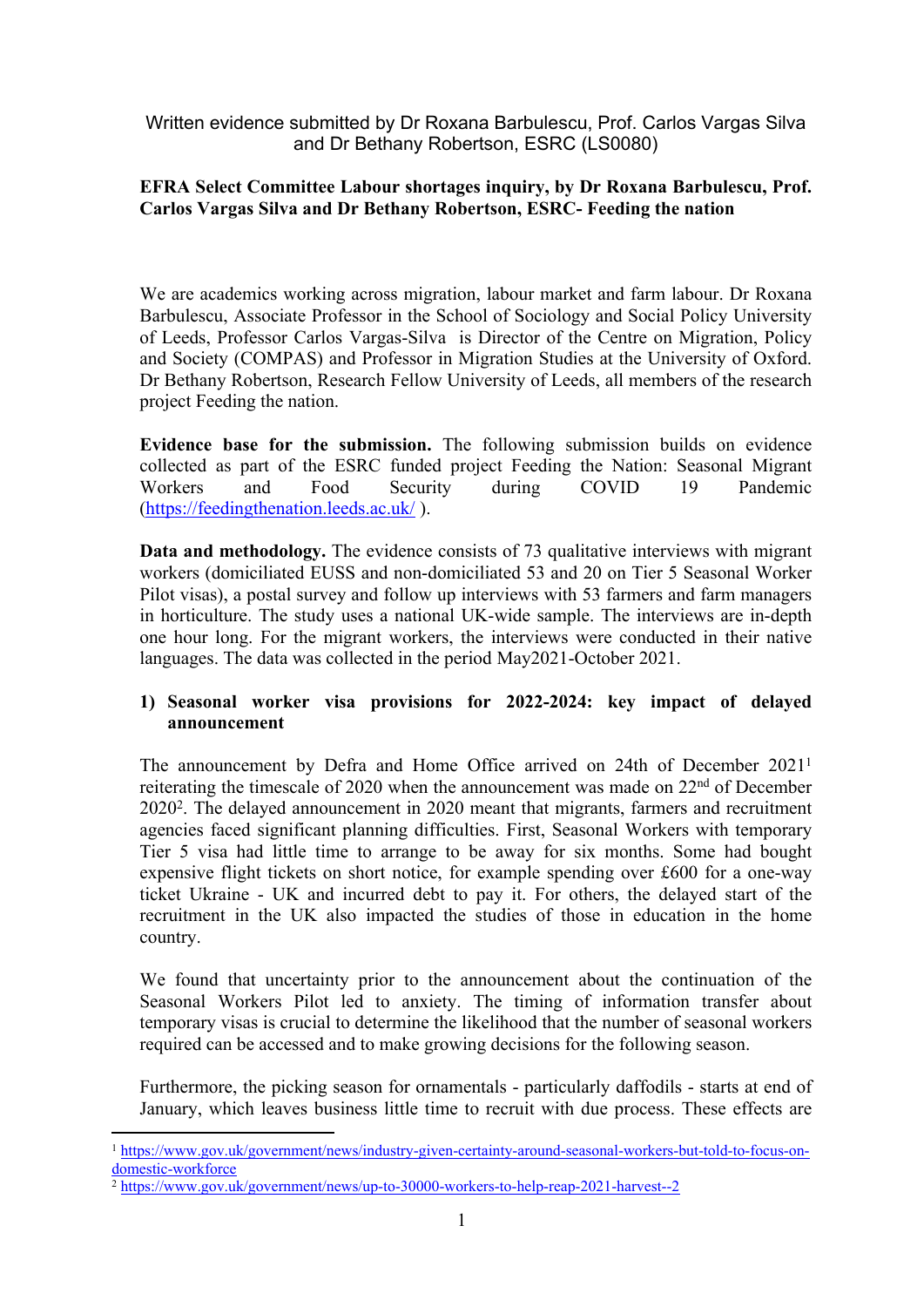Written evidence submitted by Dr Roxana Barbulescu, Prof. Carlos Vargas Silva and Dr Bethany Robertson, ESRC (LS0080)

**EFRA Select Committee Labour shortages inquiry, by Dr Roxana Barbulescu, Prof. Carlos Vargas Silva and Dr Bethany Robertson, ESRC- Feeding the nation**

We are academics working across migration, labour market and farm labour. Dr Roxana Barbulescu, Associate Professor in the School of Sociology and Social Policy University of Leeds, Professor Carlos Vargas-Silva is Director of the Centre on Migration, Policy and Society (COMPAS) and Professor in Migration Studies at the University of Oxford. Dr Bethany Robertson, Research Fellow University of Leeds, all members of the research project Feeding the nation.

**Evidence base for the submission.** The following submission builds on evidence collected as part of the ESRC funded project Feeding the Nation: Seasonal Migrant Workers and Food Security during COVID 19 Pandemic (https://feedingthenation.leeds.ac.uk/ ).

**Data and methodology.** The evidence consists of 73 qualitative interviews with migrant workers (domiciliated EUSS and non-domiciliated 53 and 20 on Tier 5 Seasonal Worker Pilot visas), a postal survey and follow up interviews with 53 farmers and farm managers in horticulture. The study uses a national UK-wide sample. The interviews are in-depth one hour long. For the migrant workers, the interviews were conducted in their native languages. The data was collected in the period May2021-October 2021.

## 1) Seasonal worker visa provisions for 2022-2024: key impact of delayed announcement

The announcement by Defra and Home Office arrived on 24th of December 2021[1] reiterating the timescale of 2020 when the announcement was made on 22nd of December 2020[2]. The delayed announcement in 2020 meant that migrants, farmers and recruitment agencies faced significant planning difficulties. First, Seasonal Workers with temporary Tier 5 visa had little time to arrange to be away for six months. Some had bought expensive flight tickets on short notice, for example spending over £600 for a one-way ticket Ukraine - UK and incurred debt to pay it. For others, the delayed start of the recruitment in the UK also impacted the studies of those in education in the home country.

We found that uncertainty prior to the announcement about the continuation of the Seasonal Workers Pilot led to anxiety. The timing of information transfer about temporary visas is crucial to determine the likelihood that the number of seasonal workers required can be accessed and to make growing decisions for the following season.

Furthermore, the picking season for ornamentals - particularly daffodils - starts at end of January, which leaves business little time to recruit with due process. These effects are

[1] https://www.gov.uk/government/news/industry-given-certainty-around-seasonal-workers-but-told-to-focus-on-domestic-workforce

[2] https://www.gov.uk/government/news/up-to-30000-workers-to-help-reap-2021-harvest--2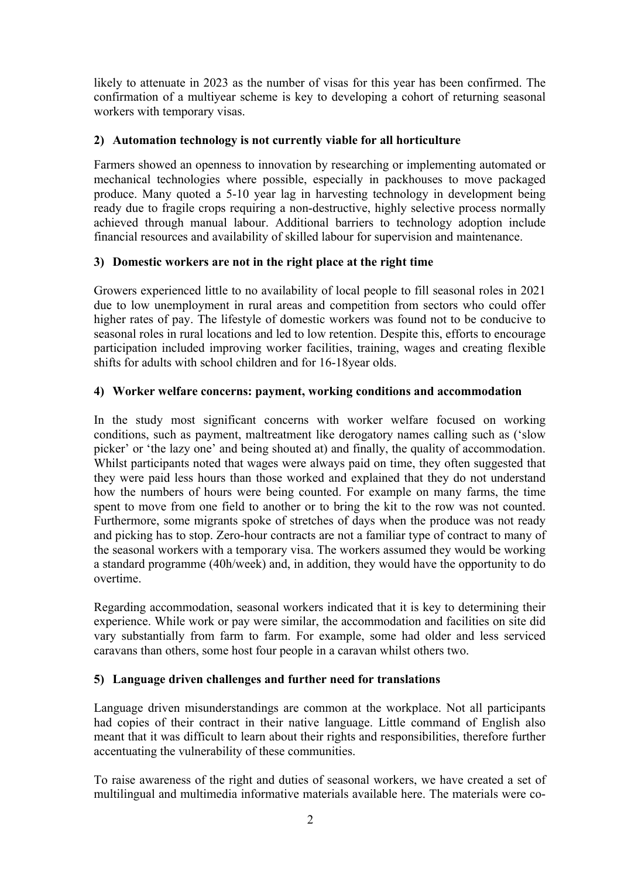likely to attenuate in 2023 as the number of visas for this year has been confirmed. The confirmation of a multiyear scheme is key to developing a cohort of returning seasonal workers with temporary visas.

### 2) Automation technology is not currently viable for all horticulture

Farmers showed an openness to innovation by researching or implementing automated or mechanical technologies where possible, especially in packhouses to move packaged produce. Many quoted a 5-10 year lag in harvesting technology in development being ready due to fragile crops requiring a non-destructive, highly selective process normally achieved through manual labour. Additional barriers to technology adoption include financial resources and availability of skilled labour for supervision and maintenance.

### 3) Domestic workers are not in the right place at the right time

Growers experienced little to no availability of local people to fill seasonal roles in 2021 due to low unemployment in rural areas and competition from sectors who could offer higher rates of pay. The lifestyle of domestic workers was found not to be conducive to seasonal roles in rural locations and led to low retention. Despite this, efforts to encourage participation included improving worker facilities, training, wages and creating flexible shifts for adults with school children and for 16-18year olds.

### 4) Worker welfare concerns: payment, working conditions and accommodation

In the study most significant concerns with worker welfare focused on working conditions, such as payment, maltreatment like derogatory names calling such as ('slow picker' or 'the lazy one' and being shouted at) and finally, the quality of accommodation. Whilst participants noted that wages were always paid on time, they often suggested that they were paid less hours than those worked and explained that they do not understand how the numbers of hours were being counted. For example on many farms, the time spent to move from one field to another or to bring the kit to the row was not counted. Furthermore, some migrants spoke of stretches of days when the produce was not ready and picking has to stop. Zero-hour contracts are not a familiar type of contract to many of the seasonal workers with a temporary visa. The workers assumed they would be working a standard programme (40h/week) and, in addition, they would have the opportunity to do overtime.

Regarding accommodation, seasonal workers indicated that it is key to determining their experience. While work or pay were similar, the accommodation and facilities on site did vary substantially from farm to farm. For example, some had older and less serviced caravans than others, some host four people in a caravan whilst others two.

### 5) Language driven challenges and further need for translations

Language driven misunderstandings are common at the workplace. Not all participants had copies of their contract in their native language. Little command of English also meant that it was difficult to learn about their rights and responsibilities, therefore further accentuating the vulnerability of these communities.

To raise awareness of the right and duties of seasonal workers, we have created a set of multilingual and multimedia informative materials available here. The materials were co-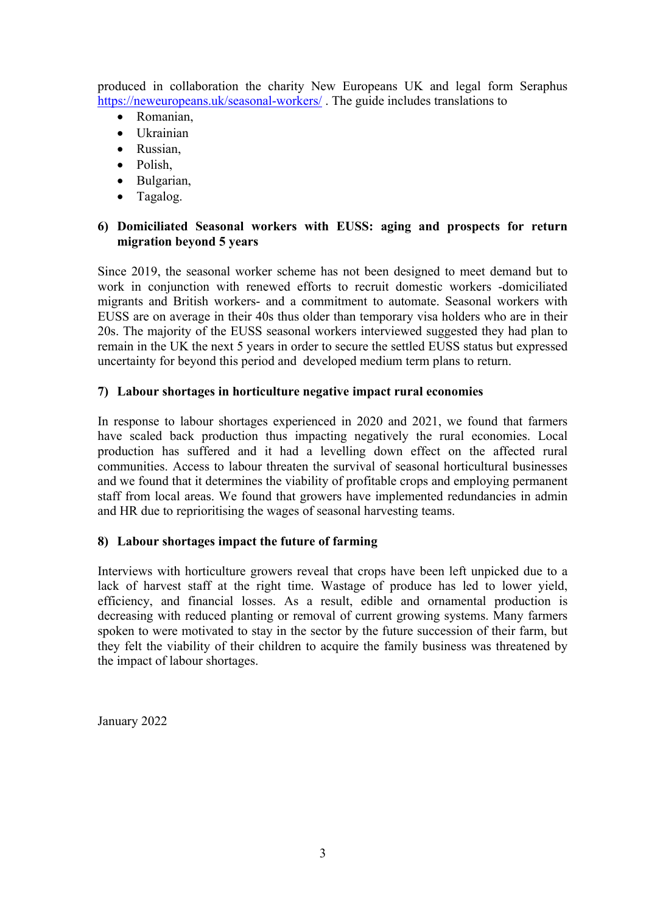produced in collaboration the charity New Europeans UK and legal form Seraphus https://neweuropeans.uk/seasonal-workers/ . The guide includes translations to

- Romanian,
- Ukrainian
- Russian,
- Polish,
- Bulgarian,
- Tagalog.

**6) Domiciliated Seasonal workers with EUSS: aging and prospects for return migration beyond 5 years**

Since 2019, the seasonal worker scheme has not been designed to meet demand but to work in conjunction with renewed efforts to recruit domestic workers -domiciliated migrants and British workers- and a commitment to automate. Seasonal workers with EUSS are on average in their 40s thus older than temporary visa holders who are in their 20s. The majority of the EUSS seasonal workers interviewed suggested they had plan to remain in the UK the next 5 years in order to secure the settled EUSS status but expressed uncertainty for beyond this period and developed medium term plans to return.

**7) Labour shortages in horticulture negative impact rural economies**

In response to labour shortages experienced in 2020 and 2021, we found that farmers have scaled back production thus impacting negatively the rural economies. Local production has suffered and it had a levelling down effect on the affected rural communities. Access to labour threaten the survival of seasonal horticultural businesses and we found that it determines the viability of profitable crops and employing permanent staff from local areas. We found that growers have implemented redundancies in admin and HR due to reprioritising the wages of seasonal harvesting teams.

**8) Labour shortages impact the future of farming**

Interviews with horticulture growers reveal that crops have been left unpicked due to a lack of harvest staff at the right time. Wastage of produce has led to lower yield, efficiency, and financial losses. As a result, edible and ornamental production is decreasing with reduced planting or removal of current growing systems. Many farmers spoken to were motivated to stay in the sector by the future succession of their farm, but they felt the viability of their children to acquire the family business was threatened by the impact of labour shortages.

January 2022